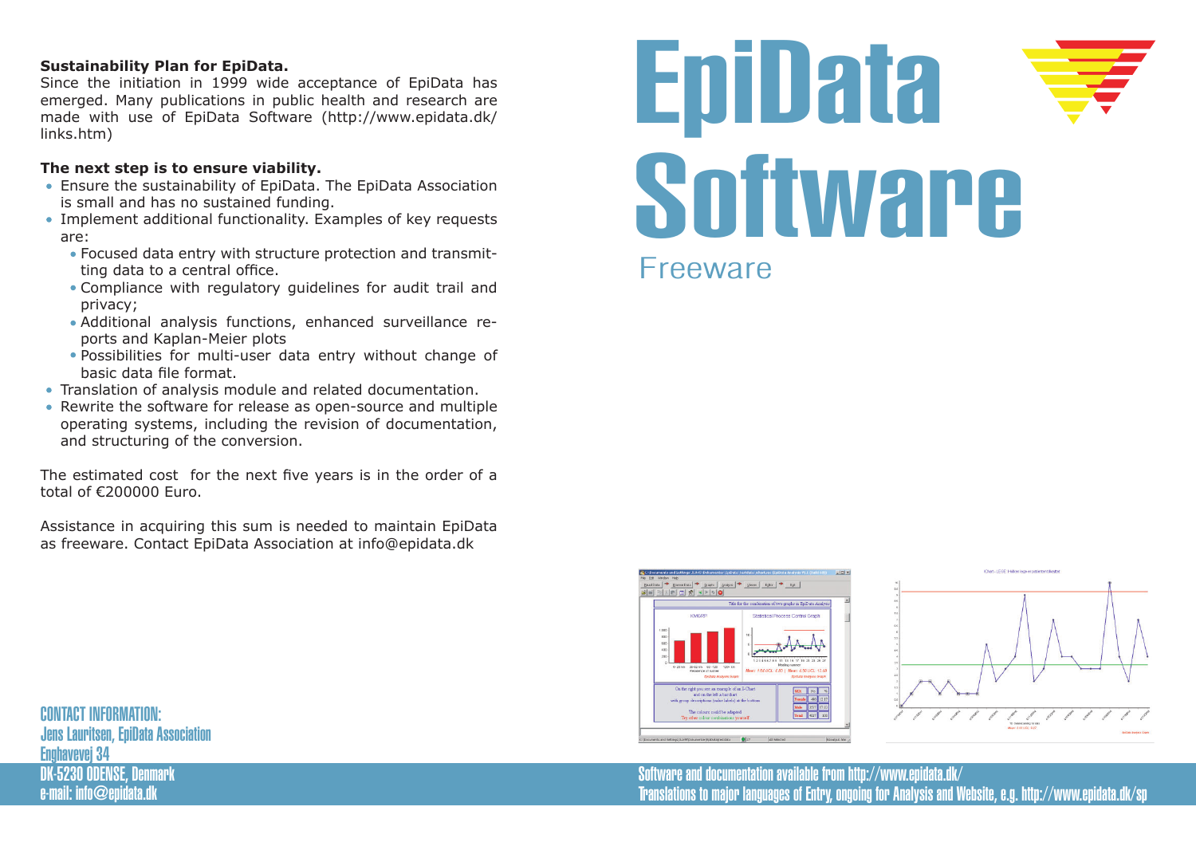# EpiData Software

Freeware

**Sustainability Plan for EpiData.**
Since the initiation in 1999 wide acceptance of EpiData has emerged. Many publications in public health and research are made with use of EpiData Software (http://www.epidata.dk/links.htm)

**The next step is to ensure viability.**

- Ensure the sustainability of EpiData. The EpiData Association is small and has no sustained funding.
- Implement additional functionality. Examples of key requests are:
  - Focused data entry with structure protection and transmitting data to a central office.
  - Compliance with regulatory guidelines for audit trail and privacy;
  - Additional analysis functions, enhanced surveillance reports and Kaplan-Meier plots
  - Possibilities for multi-user data entry without change of basic data file format.
- Translation of analysis module and related documentation.
- Rewrite the software for release as open-source and multiple operating systems, including the revision of documentation, and structuring of the conversion.

The estimated cost for the next five years is in the order of a total of €200000 Euro.

Assistance in acquiring this sum is needed to maintain EpiData as freeware. Contact EpiData Association at info@epidata.dk

**CONTACT INFORMATION:**
Jens Lauritsen, EpiData Association
Enghavevej 34
DK-5230 ODENSE, Denmark
e-mail: info@epidata.dk

Software and documentation available from http://www.epidata.dk/
Translations to major languages of Entry, ongoing for Analysis and Website, e.g. http://www.epidata.dk/sp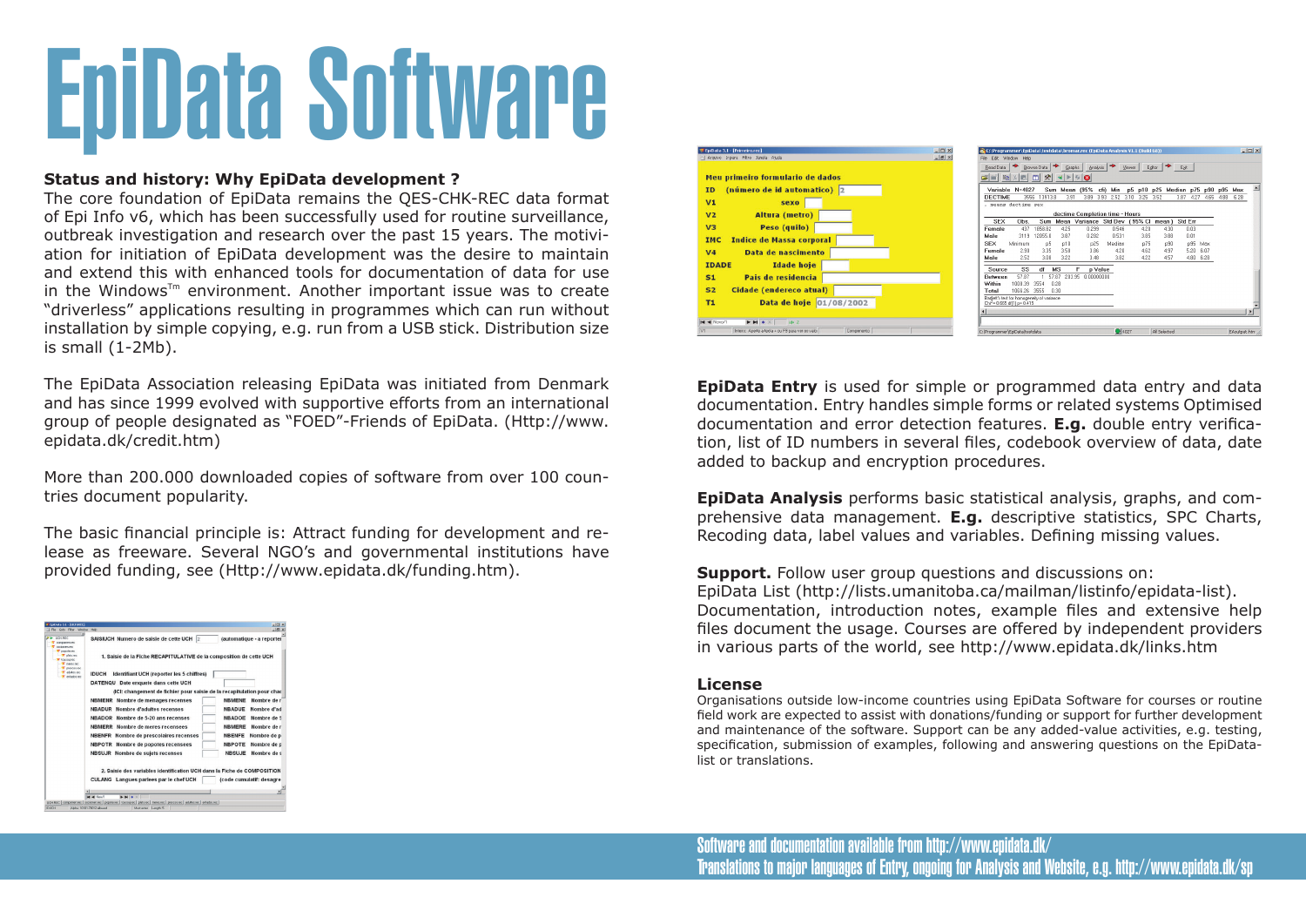# EpiData Software

**Status and history: Why EpiData development ?**

The core foundation of EpiData remains the QES-CHK-REC data format of Epi Info v6, which has been successfully used for routine surveillance, outbreak investigation and research over the past 15 years. The motiviation for initiation of EpiData development was the desire to maintain and extend this with enhanced tools for documentation of data for use in the Windows™ environment. Another important issue was to create "driverless" applications resulting in programmes which can run without installation by simple copying, e.g. run from a USB stick. Distribution size is small (1-2Mb).

The EpiData Association releasing EpiData was initiated from Denmark and has since 1999 evolved with supportive efforts from an international group of people designated as "FOED"-Friends of EpiData. (Http://www.epidata.dk/credit.htm)

More than 200.000 downloaded copies of software from over 100 countries document popularity.

The basic financial principle is: Attract funding for development and release as freeware. Several NGO's and governmental institutions have provided funding, see (Http://www.epidata.dk/funding.htm).

**EpiData Entry** is used for simple or programmed data entry and data documentation. Entry handles simple forms or related systems Optimised documentation and error detection features. **E.g.** double entry verification, list of ID numbers in several files, codebook overview of data, date added to backup and encryption procedures.

**EpiData Analysis** performs basic statistical analysis, graphs, and comprehensive data management. **E.g.** descriptive statistics, SPC Charts, Recoding data, label values and variables. Defining missing values.

**Support.** Follow user group questions and discussions on:
EpiData List (http://lists.umanitoba.ca/mailman/listinfo/epidata-list).
Documentation, introduction notes, example files and extensive help files document the usage. Courses are offered by independent providers in various parts of the world, see http://www.epidata.dk/links.htm

## License

Organisations outside low-income countries using EpiData Software for courses or routine field work are expected to assist with donations/funding or support for further development and maintenance of the software. Support can be any added-value activities, e.g. testing, specification, submission of examples, following and answering questions on the EpiData-list or translations.

Software and documentation available from http://www.epidata.dk/
Translations to major languages of Entry, ongoing for Analysis and Website, e.g. http://www.epidata.dk/sp